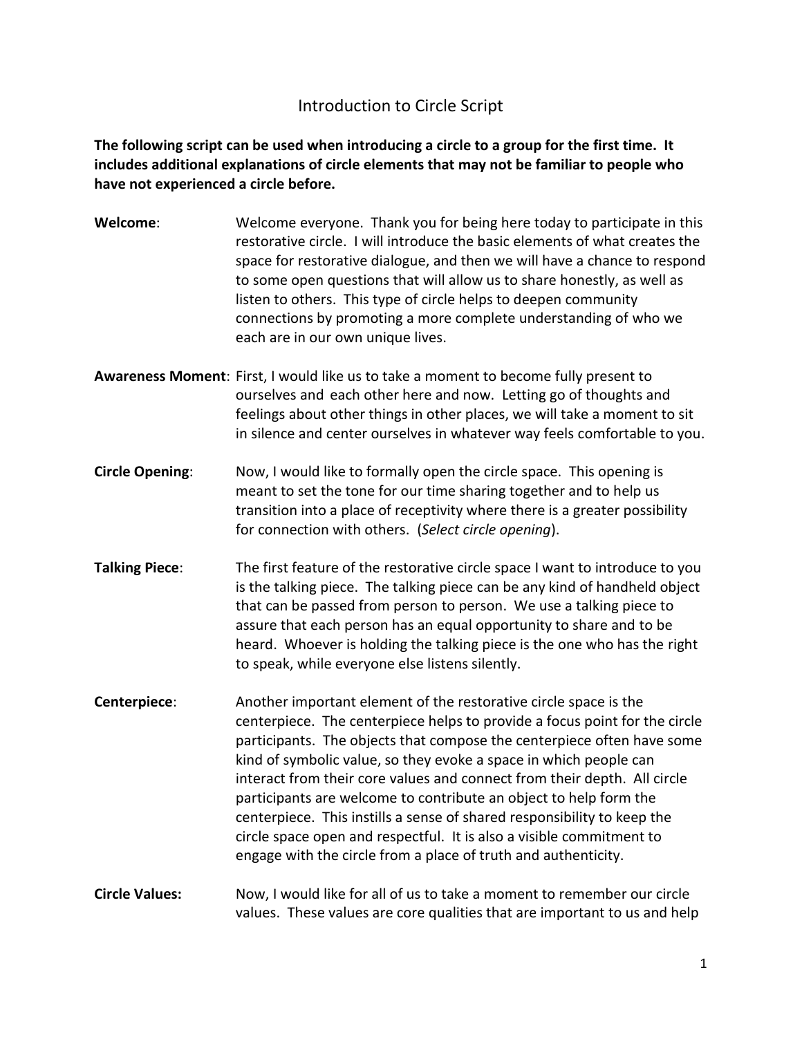# Introduction to Circle Script

**The following script can be used when introducing a circle to a group for the first time. It includes additional explanations of circle elements that may not be familiar to people who have not experienced a circle before.**

**Welcome**: Welcome everyone. Thank you for being here today to participate in this restorative circle. I will introduce the basic elements of what creates the space for restorative dialogue, and then we will have a chance to respond to some open questions that will allow us to share honestly, as well as listen to others. This type of circle helps to deepen community connections by promoting a more complete understanding of who we each are in our own unique lives.

**Awareness Moment**: First, I would like us to take a moment to become fully present to ourselves and each other here and now. Letting go of thoughts and feelings about other things in other places, we will take a moment to sit in silence and center ourselves in whatever way feels comfortable to you.

**Circle Opening**: Now, I would like to formally open the circle space. This opening is meant to set the tone for our time sharing together and to help us transition into a place of receptivity where there is a greater possibility for connection with others. (*Select circle opening*).

**Talking Piece**: The first feature of the restorative circle space I want to introduce to you is the talking piece. The talking piece can be any kind of handheld object that can be passed from person to person. We use a talking piece to assure that each person has an equal opportunity to share and to be heard. Whoever is holding the talking piece is the one who has the right to speak, while everyone else listens silently.

**Centerpiece**: Another important element of the restorative circle space is the centerpiece. The centerpiece helps to provide a focus point for the circle participants. The objects that compose the centerpiece often have some kind of symbolic value, so they evoke a space in which people can interact from their core values and connect from their depth. All circle participants are welcome to contribute an object to help form the centerpiece. This instills a sense of shared responsibility to keep the circle space open and respectful. It is also a visible commitment to engage with the circle from a place of truth and authenticity.

**Circle Values:** Now, I would like for all of us to take a moment to remember our circle values. These values are core qualities that are important to us and help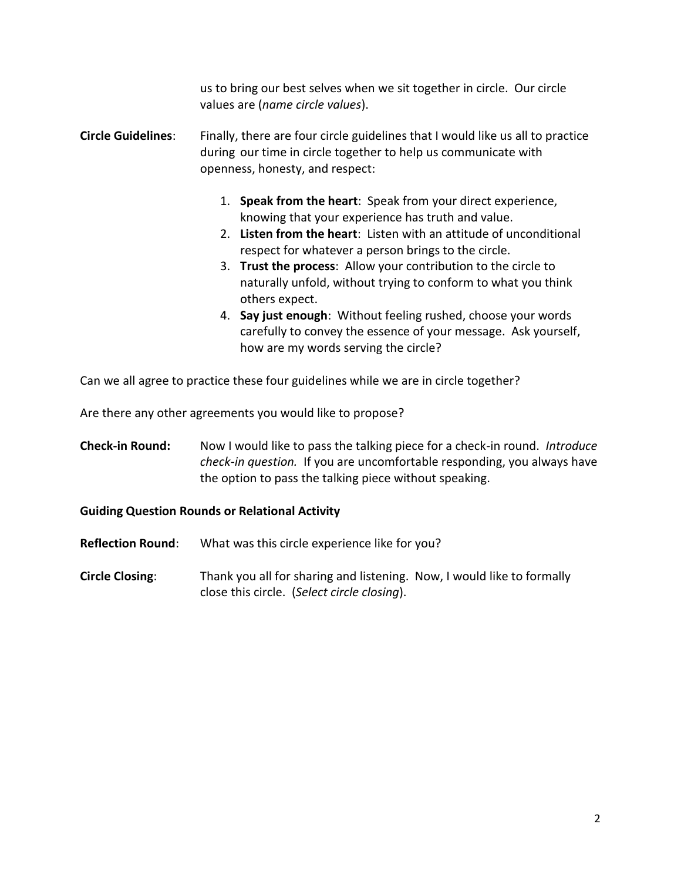us to bring our best selves when we sit together in circle. Our circle values are (*name circle values*).

**Circle Guidelines**: Finally, there are four circle guidelines that I would like us all to practice during our time in circle together to help us communicate with openness, honesty, and respect:

1. **Speak from the heart**: Speak from your direct experience, knowing that your experience has truth and value.
2. **Listen from the heart**: Listen with an attitude of unconditional respect for whatever a person brings to the circle.
3. **Trust the process**: Allow your contribution to the circle to naturally unfold, without trying to conform to what you think others expect.
4. **Say just enough**: Without feeling rushed, choose your words carefully to convey the essence of your message. Ask yourself, how are my words serving the circle?

Can we all agree to practice these four guidelines while we are in circle together?

Are there any other agreements you would like to propose?

**Check-in Round:** Now I would like to pass the talking piece for a check-in round. *Introduce check-in question.* If you are uncomfortable responding, you always have the option to pass the talking piece without speaking.

**Guiding Question Rounds or Relational Activity**

**Reflection Round**: What was this circle experience like for you?

**Circle Closing**: Thank you all for sharing and listening. Now, I would like to formally close this circle. (*Select circle closing*).